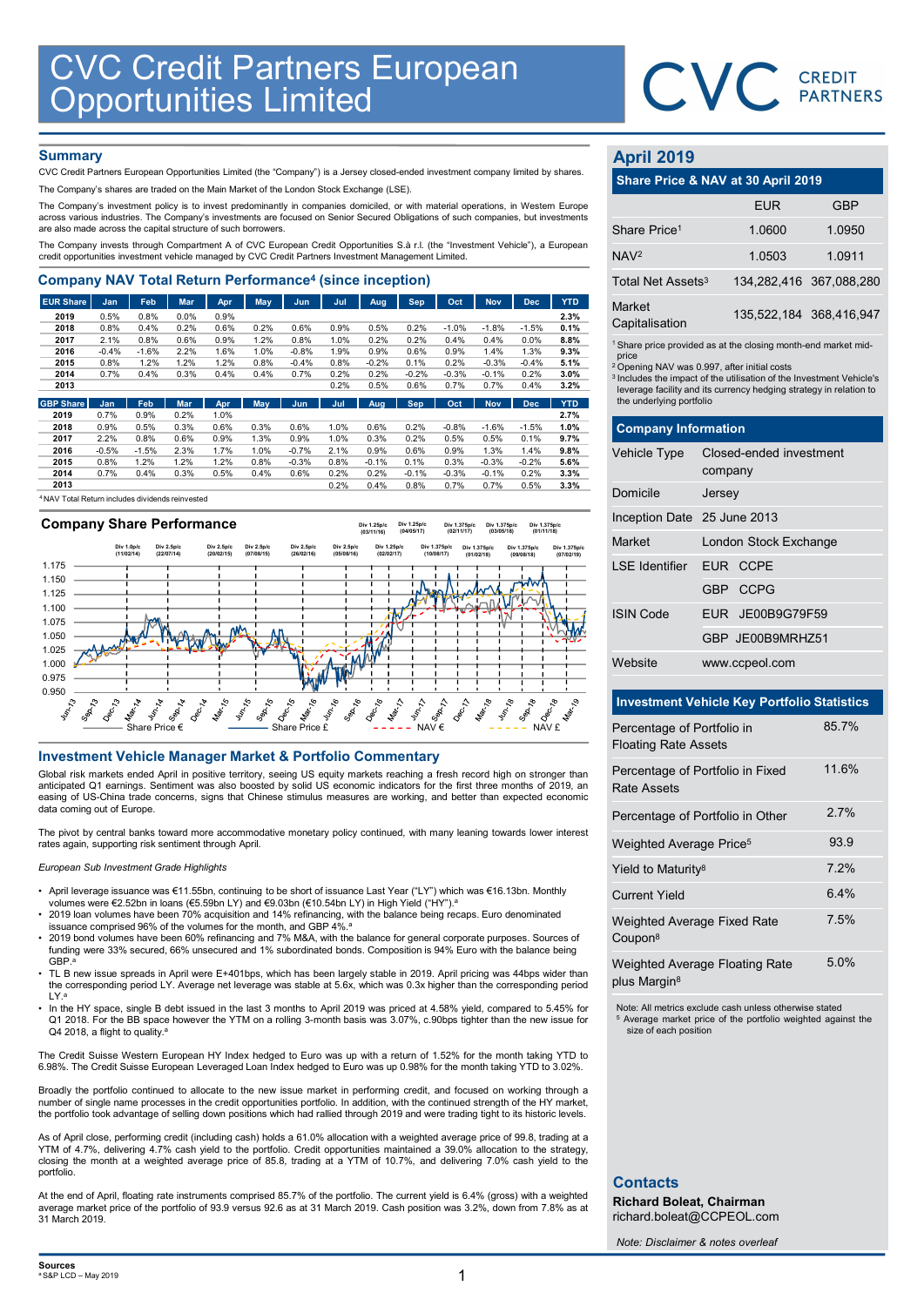# CVC Credit Partners European Opportunities Limited

## Summary

CVC Credit Partners European Opportunities Limited (the "Company") is a Jersey closed-ended investment company limited by shares.

The Company's shares are traded on the Main Market of the London Stock Exchange (LSE).

The Company's investment policy is to invest predominantly in companies domiciled, or with material operations, in Western Europe across various industries. The Company's investments are focused on Senior Secured Obligations of such companies, but investments are also made across the capital structure of such borrowers.

The Company invests through Compartment A of CVC European Credit Opportunities S.à r.l. (the "Investment Vehicle"), a European credit opportunities investment vehicle managed by CVC Credit Partners Investment Management Limited.

## Company NAV Total Return Performance[4] (since inception)

| EUR Share | Jan | Feb | Mar | Apr | May | Jun | Jul | Aug | Sep | Oct | Nov | Dec | YTD |
|---|---|---|---|---|---|---|---|---|---|---|---|---|---|
| 2019 | 0.5% | 0.8% | 0.0% | 0.9% | | | | | | | | | 2.3% |
| 2018 | 0.8% | 0.4% | 0.2% | 0.6% | 0.2% | 0.6% | 0.9% | 0.5% | 0.2% | -1.0% | -1.8% | -1.5% | 0.1% |
| 2017 | 2.1% | 0.8% | 0.6% | 0.9% | 1.2% | 0.8% | 1.0% | 0.2% | 0.2% | 0.4% | 0.4% | 0.0% | 8.8% |
| 2016 | -0.4% | -1.6% | 2.2% | 1.6% | 1.0% | -0.8% | 1.9% | 0.9% | 0.6% | 0.9% | 1.4% | 1.3% | 9.3% |
| 2015 | 0.8% | 1.2% | 1.2% | 1.2% | 0.8% | -0.4% | 0.8% | -0.2% | 0.1% | 0.2% | -0.3% | -0.4% | 5.1% |
| 2014 | 0.7% | 0.4% | 0.3% | 0.4% | 0.4% | 0.7% | 0.2% | 0.2% | -0.2% | -0.3% | -0.1% | 0.2% | 3.0% |
| 2013 | | | | | | | 0.2% | 0.5% | 0.6% | 0.7% | 0.7% | 0.4% | 3.2% |

| GBP Share | Jan | Feb | Mar | Apr | May | Jun | Jul | Aug | Sep | Oct | Nov | Dec | YTD |
|---|---|---|---|---|---|---|---|---|---|---|---|---|---|
| 2019 | 0.7% | 0.9% | 0.2% | 1.0% | | | | | | | | | 2.7% |
| 2018 | 0.9% | 0.5% | 0.3% | 0.6% | 0.3% | 0.6% | 1.0% | 0.6% | 0.2% | -0.8% | -1.6% | -1.5% | 1.0% |
| 2017 | 2.2% | 0.8% | 0.6% | 0.9% | 1.3% | 0.9% | 1.0% | 0.3% | 0.2% | 0.5% | 0.5% | 0.1% | 9.7% |
| 2016 | -0.5% | -1.5% | 2.3% | 1.7% | 1.0% | -0.7% | 2.1% | 0.9% | 0.6% | 0.9% | 1.3% | 1.4% | 9.8% |
| 2015 | 0.8% | 1.2% | 1.2% | 1.2% | 0.8% | -0.3% | 0.8% | -0.1% | 0.1% | 0.3% | -0.3% | -0.2% | 5.6% |
| 2014 | 0.7% | 0.4% | 0.3% | 0.5% | 0.4% | 0.6% | 0.2% | 0.2% | -0.1% | -0.3% | -0.1% | 0.2% | 3.3% |
| 2013 | | | | | | | 0.2% | 0.4% | 0.8% | 0.7% | 0.7% | 0.5% | 3.3% |

[4] NAV Total Return includes dividends reinvested

## Company Share Performance

Div 1.0p/c (11/02/14) | Div 2.5p/c (22/07/14) | Div 2.5p/c (20/02/15) | Div 2.5p/c (07/08/15) | Div 2.5p/c (26/02/16) | Div 2.5p/c (05/08/16) | Div 1.25p/c (03/11/16) | Div 1.25p/c (02/02/17) | Div 1.25p/c (04/05/17) | Div 1.25p/c (02/11/17) | Div 1.375p/c (10/08/17) | Div 1.375p/c (01/02/18) | Div 1.375p/c (03/05/18) | Div 1.375p/c (09/08/18) | Div 1.375p/c (01/11/18) | Div 1.375p/c (07/02/19)

Share Price € | Share Price £ | NAV € | NAV £

## Investment Vehicle Manager Market & Portfolio Commentary

Global risk markets ended April in positive territory, seeing US equity markets reaching a fresh record high on stronger than anticipated Q1 earnings. Sentiment was also boosted by solid US economic indicators for the first three months of 2019, an easing of US-China trade concerns, signs that Chinese stimulus measures are working, and better than expected economic data coming out of Europe.

The pivot by central banks toward more accommodative monetary policy continued, with many leaning towards lower interest rates again, supporting risk sentiment through April.

*European Sub Investment Grade Highlights*

- April leverage issuance was €11.55bn, continuing to be short of issuance Last Year ("LY") which was €16.13bn. Monthly volumes were €2.52bn in loans (€5.59bn LY) and €9.03bn (€10.54bn LY) in High Yield ("HY").[a]
- 2019 loan volumes have been 70% acquisition and 14% refinancing, with the balance being recaps. Euro denominated issuance comprised 96% of the volumes for the month, and GBP 4%.[a]
- 2019 bond volumes have been 60% refinancing and 7% M&A, with the balance for general corporate purposes. Sources of funding were 33% secured, 66% unsecured and 1% subordinated bonds. Composition is 94% Euro with the balance being GBP.[a]
- TL B new issue spreads in April were E+401bps, which has been largely stable in 2019. April pricing was 44bps wider than the corresponding period LY. Average net leverage was stable at 5.6x, which was 0.3x higher than the corresponding period LY.[a]
- In the HY space, single B debt issued in the last 3 months to April 2019 was priced at 4.58% yield, compared to 5.45% for Q1 2018. For the BB space however the YTM on a rolling 3-month basis was 3.07%, c.90bps tighter than the new issue for Q4 2018, a flight to quality.[a]

The Credit Suisse Western European HY Index hedged to Euro was up with a return of 1.52% for the month taking YTD to 6.98%. The Credit Suisse European Leveraged Loan Index hedged to Euro was up 0.98% for the month taking YTD to 3.02%.

Broadly the portfolio continued to allocate to the new issue market in performing credit, and focused on working through a number of single name processes in the credit opportunities portfolio. In addition, with the continued strength of the HY market, the portfolio took advantage of selling down positions which had rallied through 2019 and were trading tight to its historic levels.

As of April close, performing credit (including cash) holds a 61.0% allocation with a weighted average price of 99.8, trading at a YTM of 4.7%, delivering 4.7% cash yield to the portfolio. Credit opportunities maintained a 39.0% allocation to the strategy, closing the month at a weighted average price of 85.8, trading at a YTM of 10.7%, and delivering 7.0% cash yield to the portfolio.

At the end of April, floating rate instruments comprised 85.7% of the portfolio. The current yield is 6.4% (gross) with a weighted average market price of the portfolio of 93.9 versus 92.6 as at 31 March 2019. Cash position was 3.2%, down from 7.8% as at 31 March 2019.

## April 2019

### Share Price & NAV at 30 April 2019

| | EUR | GBP |
|---|---|---|
| Share Price[1] | 1.0600 | 1.0950 |
| NAV[2] | 1.0503 | 1.0911 |
| Total Net Assets[3] | 134,282,416 | 367,088,280 |
| Market Capitalisation | 135,522,184 | 368,416,947 |

[1] Share price provided as at the closing month-end market mid-price
[2] Opening NAV was 0.997, after initial costs
[3] Includes the impact of the utilisation of the Investment Vehicle's leverage facility and its currency hedging strategy in relation to the underlying portfolio

### Company Information

| | |
|---|---|
| Vehicle Type | Closed-ended investment company |
| Domicile | Jersey |
| Inception Date | 25 June 2013 |
| Market | London Stock Exchange |
| LSE Identifier | EUR CCPE |
| | GBP CCPG |
| ISIN Code | EUR JE00B9G79F59 |
| | GBP JE00B9MRHZ51 |
| Website | www.ccpeol.com |

### Investment Vehicle Key Portfolio Statistics

| | |
|---|---|
| Percentage of Portfolio in Floating Rate Assets | 85.7% |
| Percentage of Portfolio in Fixed Rate Assets | 11.6% |
| Percentage of Portfolio in Other | 2.7% |
| Weighted Average Price[5] | 93.9 |
| Yield to Maturity[8] | 7.2% |
| Current Yield | 6.4% |
| Weighted Average Fixed Rate Coupon[8] | 7.5% |
| Weighted Average Floating Rate plus Margin[8] | 5.0% |

Note: All metrics exclude cash unless otherwise stated
[5] Average market price of the portfolio weighted against the size of each position

## Contacts

**Richard Boleat, Chairman**
richard.boleat@CCPEOL.com

*Note: Disclaimer & notes overleaf*

**Sources**
[a] S&P LCD – May 2019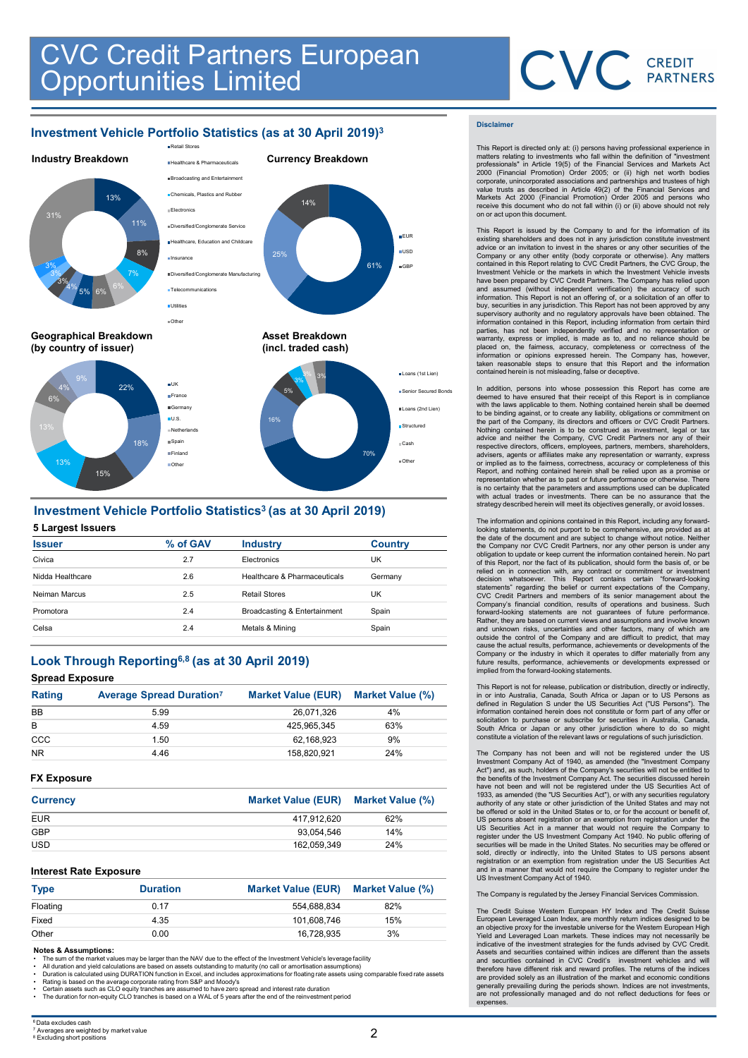# CVC Credit Partners European Opportunities Limited

## Investment Vehicle Portfolio Statistics (as at 30 April 2019)[3]

### Industry Breakdown

13%
11%
8%
7%
6%
6%
5%
4%
3%
3%
3%
31%

Retail Stores
Healthcare & Pharmaceuticals
Broadcasting and Entertainment
Chemicals, Plastics and Rubber
Electronics
Diversified/Conglomerate Service
Healthcare, Education and Childcare
Insurance
Diversified/Conglomerate Manufacturing
Telecommunications
Utilities
Other

### Currency Breakdown

61%
25%
14%

EUR
USD
GBP

### Geographical Breakdown (by country of issuer)

22%
18%
15%
13%
13%
6%
4%
9%

UK
France
Germany
U.S.
Netherlands
Spain
Finland
Other

### Asset Breakdown (incl. traded cash)

70%
16%
5%
3%
3%
3%

Loans (1st Lien)
Senior Secured Bonds
Loans (2nd Lien)
Structured
Cash
Other

## Investment Vehicle Portfolio Statistics[3] (as at 30 April 2019)

### 5 Largest Issuers

| Issuer | % of GAV | Industry | Country |
|---|---|---|---|
| Civica | 2.7 | Electronics | UK |
| Nidda Healthcare | 2.6 | Healthcare & Pharmaceuticals | Germany |
| Neiman Marcus | 2.5 | Retail Stores | UK |
| Promotora | 2.4 | Broadcasting & Entertainment | Spain |
| Celsa | 2.4 | Metals & Mining | Spain |

## Look Through Reporting[6,8] (as at 30 April 2019)

### Spread Exposure

| Rating | Average Spread Duration[7] | Market Value (EUR) | Market Value (%) |
|---|---|---|---|
| BB | 5.99 | 26,071,326 | 4% |
| B | 4.59 | 425,965,345 | 63% |
| CCC | 1.50 | 62,168,923 | 9% |
| NR | 4.46 | 158,820,921 | 24% |

### FX Exposure

| Currency | Market Value (EUR) | Market Value (%) |
|---|---|---|
| EUR | 417,912,620 | 62% |
| GBP | 93,054,546 | 14% |
| USD | 162,059,349 | 24% |

### Interest Rate Exposure

| Type | Duration | Market Value (EUR) | Market Value (%) |
|---|---|---|---|
| Floating | 0.17 | 554,688,834 | 82% |
| Fixed | 4.35 | 101,608,746 | 15% |
| Other | 0.00 | 16,728,935 | 3% |

**Notes & Assumptions:**

- The sum of the market values may be larger than the NAV due to the effect of the Investment Vehicle's leverage facility
- All duration and yield calculations are based on assets outstanding to maturity (no call or amortisation assumptions)
- Duration is calculated using DURATION function in Excel, and includes approximations for floating rate assets using comparable fixed rate assets
- Rating is based on the average corporate rating from S&P and Moody's
- Certain assets such as CLO equity tranches are assumed to have zero spread and interest rate duration
- The duration for non-equity CLO tranches is based on a WAL of 5 years after the end of the reinvestment period

[6] Data excludes cash
[7] Averages are weighted by market value
[8] Excluding short positions

### Disclaimer

This Report is directed only at: (i) persons having professional experience in matters relating to investments who fall within the definition of "investment professionals" in Article 19(5) of the Financial Services and Markets Act 2000 (Financial Promotion) Order 2005; or (ii) high net worth bodies corporate, unincorporated associations and partnerships and trustees of high value trusts as described in Article 49(2) of the Financial Services and Markets Act 2000 (Financial Promotion) Order 2005 and persons who receive this document who do not fall within (i) or (ii) above should not rely on or act upon this document.

This Report is issued by the Company to and for the information of its existing shareholders and does not in any jurisdiction constitute investment advice or an invitation to invest in the shares or any other securities of the Company or any other entity (body corporate or otherwise). Any matters contained in this Report relating to CVC Credit Partners, the CVC Group, the Investment Vehicle or the markets in which the Investment Vehicle invests have been prepared by CVC Credit Partners. The Company has relied upon and assumed (without independent verification) the accuracy of such information. This Report is not an offering of, or a solicitation of an offer to buy, securities in any jurisdiction. This Report has not been approved by any supervisory authority and no regulatory approvals have been obtained. The information contained in this Report, including information from certain third parties, has not been independently verified and no representation or warranty, express or implied, is made as to, and no reliance should be placed on, the fairness, accuracy, completeness or correctness of the information or opinions expressed herein. The Company has, however, taken reasonable steps to ensure that this Report and the information contained herein is not misleading, false or deceptive.

In addition, persons into whose possession this Report has come are deemed to have ensured that their receipt of this Report is in compliance with the laws applicable to them. Nothing contained herein shall be deemed to be binding against, or to create any liability, obligations or commitment on the part of the Company, its directors and officers or CVC Credit Partners. Nothing contained herein is to be construed as investment, legal or tax advice and neither the Company, CVC Credit Partners nor any of their respective directors, officers, employees, partners, members, shareholders, advisers, agents or affiliates make any representation or warranty, express or implied as to the fairness, correctness, accuracy or completeness of this Report, and nothing contained herein shall be relied upon as a promise or representation whether as to past or future performance or otherwise. There is no certainty that the parameters and assumptions used can be duplicated with actual trades or investments. There can be no assurance that the strategy described herein will meet its objectives generally, or avoid losses.

The information and opinions contained in this Report, including any forward-looking statements, do not purport to be comprehensive, are provided as at the date of the document and are subject to change without notice. Neither the Company nor CVC Credit Partners, nor any other person is under any obligation to update or keep current the information contained herein. No part of this Report, nor the fact of its publication, should form the basis of, or be relied on in connection with, any contract or commitment or investment decision whatsoever. This Report contains certain "forward-looking statements" regarding the belief or current expectations of the Company, CVC Credit Partners and members of its senior management about the Company's financial condition, results of operations and business. Such forward-looking statements are not guarantees of future performance. Rather, they are based on current views and assumptions and involve known and unknown risks, uncertainties and other factors, many of which are outside the control of the Company and are difficult to predict, that may cause the actual results, performance, achievements or developments of the Company or the industry in which it operates to differ materially from any future results, performance, achievements or developments expressed or implied from the forward-looking statements.

This Report is not for release, publication or distribution, directly or indirectly, in or into Australia, Canada, South Africa or Japan or to US Persons as defined in Regulation S under the US Securities Act ("US Persons"). The information contained herein does not constitute or form part of any offer or solicitation to purchase or subscribe for securities in Australia, Canada, South Africa or Japan or any other jurisdiction where to do so might constitute a violation of the relevant laws or regulations of such jurisdiction.

The Company has not been and will not be registered under the US Investment Company Act of 1940, as amended (the "Investment Company Act") and, as such, holders of the Company's securities will not be entitled to the benefits of the Investment Company Act. The securities discussed herein have not been and will not be registered under the US Securities Act of 1933, as amended (the "US Securities Act"), or with any securities regulatory authority of any state or other jurisdiction of the United States and may not be offered or sold in the United States or to, or for the account or benefit of, US persons absent registration or an exemption from registration under the US Securities Act in a manner that would not require the Company to register under the US Investment Company Act 1940. No public offering of securities will be made in the United States. No securities may be offered or sold, directly or indirectly, into the United States to US persons absent registration or an exemption from registration under the US Securities Act and in a manner that would not require the Company to register under the US Investment Company Act of 1940.

The Company is regulated by the Jersey Financial Services Commission.

The Credit Suisse Western European HY Index and The Credit Suisse European Leveraged Loan Index, are monthly return indices designed to be an objective proxy for the investable universe for the Western European High Yield and Leveraged Loan markets. These indices may not necessarily be indicative of the investment strategies for the funds advised by CVC Credit. Assets and securities contained within indices are different than the assets and securities contained in CVC Credit's investment vehicles and will therefore have different risk and reward profiles. The returns of the indices are provided solely as an illustration of the market and economic conditions generally prevailing during the periods shown. Indices are not investments, are not professionally managed and do not reflect deductions for fees or expenses.